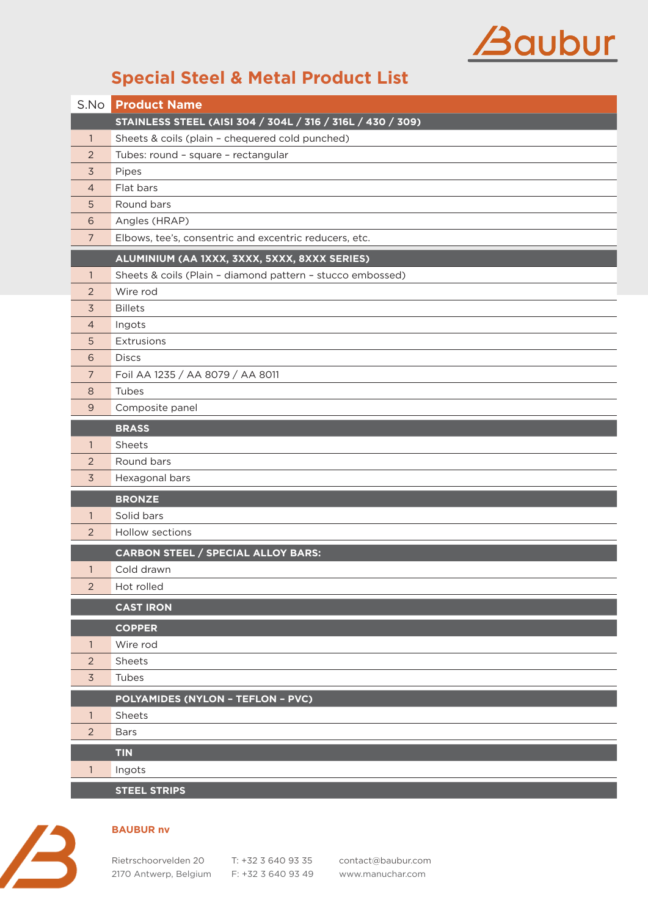Baubur

# Special Steel & Metal Product List

| S.No | Product Name |
|---|---|
| | **STAINLESS STEEL (AISI 304 / 304L / 316 / 316L / 430 / 309)** |
| 1 | Sheets & coils (plain – chequered cold punched) |
| 2 | Tubes: round – square – rectangular |
| 3 | Pipes |
| 4 | Flat bars |
| 5 | Round bars |
| 6 | Angles (HRAP) |
| 7 | Elbows, tee's, consentric and excentric reducers, etc. |
| | **ALUMINIUM (AA 1XXX, 3XXX, 5XXX, 8XXX SERIES)** |
| 1 | Sheets & coils (Plain – diamond pattern – stucco embossed) |
| 2 | Wire rod |
| 3 | Billets |
| 4 | Ingots |
| 5 | Extrusions |
| 6 | Discs |
| 7 | Foil AA 1235 / AA 8079 / AA 8011 |
| 8 | Tubes |
| 9 | Composite panel |
| | **BRASS** |
| 1 | Sheets |
| 2 | Round bars |
| 3 | Hexagonal bars |
| | **BRONZE** |
| 1 | Solid bars |
| 2 | Hollow sections |
| | **CARBON STEEL / SPECIAL ALLOY BARS:** |
| 1 | Cold drawn |
| 2 | Hot rolled |
| | **CAST IRON** |
| | **COPPER** |
| 1 | Wire rod |
| 2 | Sheets |
| 3 | Tubes |
| | **POLYAMIDES (NYLON – TEFLON – PVC)** |
| 1 | Sheets |
| 2 | Bars |
| | **TIN** |
| 1 | Ingots |
| | **STEEL STRIPS** |

**BAUBUR nv**

Rietschoorvelden 20
2170 Antwerp, Belgium

T: +32 3 640 93 35
F: +32 3 640 93 49

contact@baubur.com
www.manuchar.com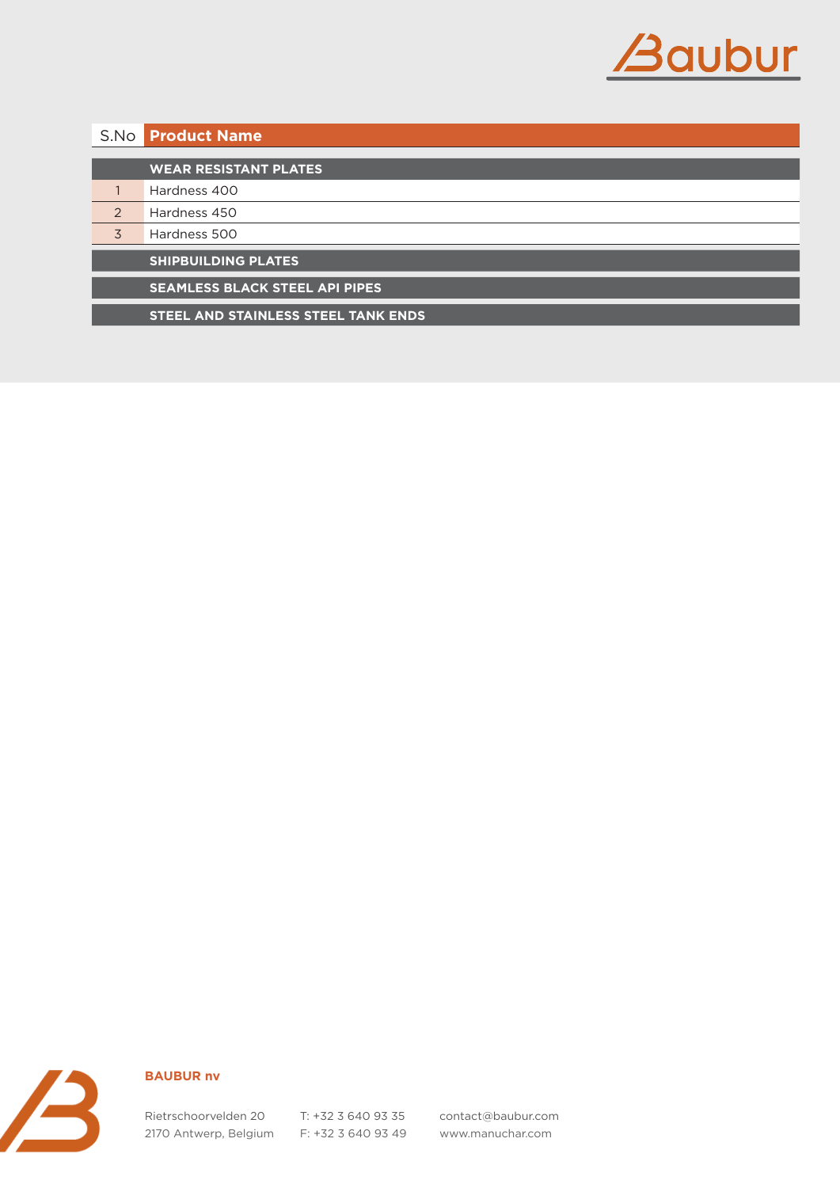| S.No | Product Name |
| --- | --- |
| | **WEAR RESISTANT PLATES** |
| 1 | Hardness 400 |
| 2 | Hardness 450 |
| 3 | Hardness 500 |
| | **SHIPBUILDING PLATES** |
| | **SEAMLESS BLACK STEEL API PIPES** |
| | **STEEL AND STAINLESS STEEL TANK ENDS** |

**BAUBUR nv**

Rietrschoorvelden 20
2170 Antwerp, Belgium

T: +32 3 640 93 35
F: +32 3 640 93 49

contact@baubur.com
www.manuchar.com